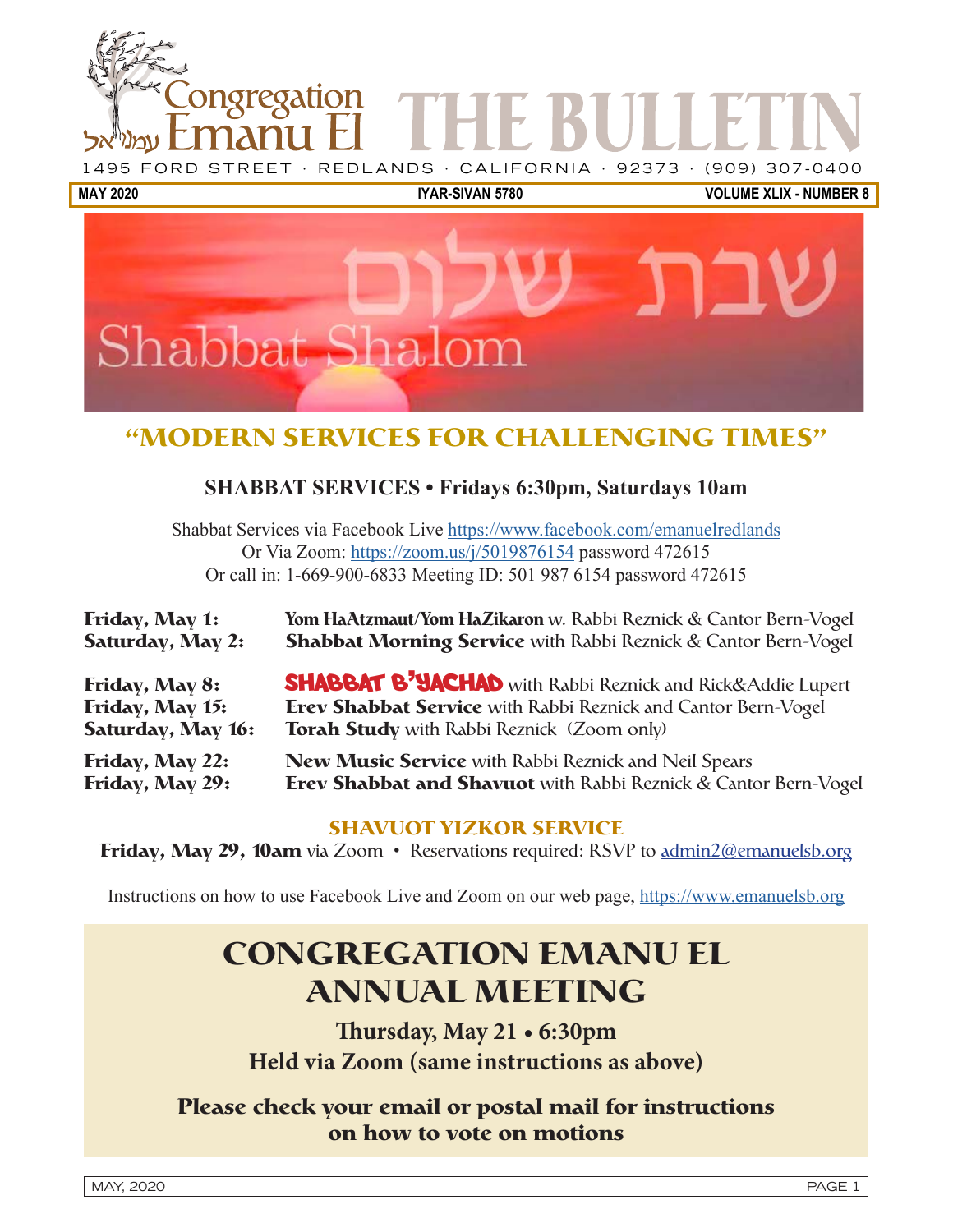# Congregation Emanu El עמנו־אל — THE BULLETIN

1495 FORD STREET · REDLANDS · CALIFORNIA · 92373 · (909) 307-0400

**MAY 2020** | **IYAR-SIVAN 5780** | **VOLUME XLIX - NUMBER 8**

שבת שלום

Shabbat Shalom

## "MODERN SERVICES FOR CHALLENGING TIMES"

### SHABBAT SERVICES • Fridays 6:30pm, Saturdays 10am

Shabbat Services via Facebook Live https://www.facebook.com/emanuelredlands
Or Via Zoom: https://zoom.us/j/5019876154 password 472615
Or call in: 1-669-900-6833 Meeting ID: 501 987 6154 password 472615

**Friday, May 1:** **Yom HaAtzmaut/Yom HaZikaron** w. Rabbi Reznick & Cantor Bern-Vogel
**Saturday, May 2:** **Shabbat Morning Service** with Rabbi Reznick & Cantor Bern-Vogel

**Friday, May 8:** **SHABBAT B'YACHAD** with Rabbi Reznick and Rick&Addie Lupert
**Friday, May 15:** **Erev Shabbat Service** with Rabbi Reznick and Cantor Bern-Vogel
**Saturday, May 16:** **Torah Study** with Rabbi Reznick (Zoom only)

**Friday, May 22:** **New Music Service** with Rabbi Reznick and Neil Spears
**Friday, May 29:** **Erev Shabbat and Shavuot** with Rabbi Reznick & Cantor Bern-Vogel

### SHAVUOT YIZKOR SERVICE

**Friday, May 29, 10am** via Zoom • Reservations required: RSVP to admin2@emanuelsb.org

Instructions on how to use Facebook Live and Zoom on our web page, https://www.emanuelsb.org

## CONGREGATION EMANU EL ANNUAL MEETING

**Thursday, May 21 • 6:30pm**
**Held via Zoom (same instructions as above)**

**Please check your email or postal mail for instructions on how to vote on motions**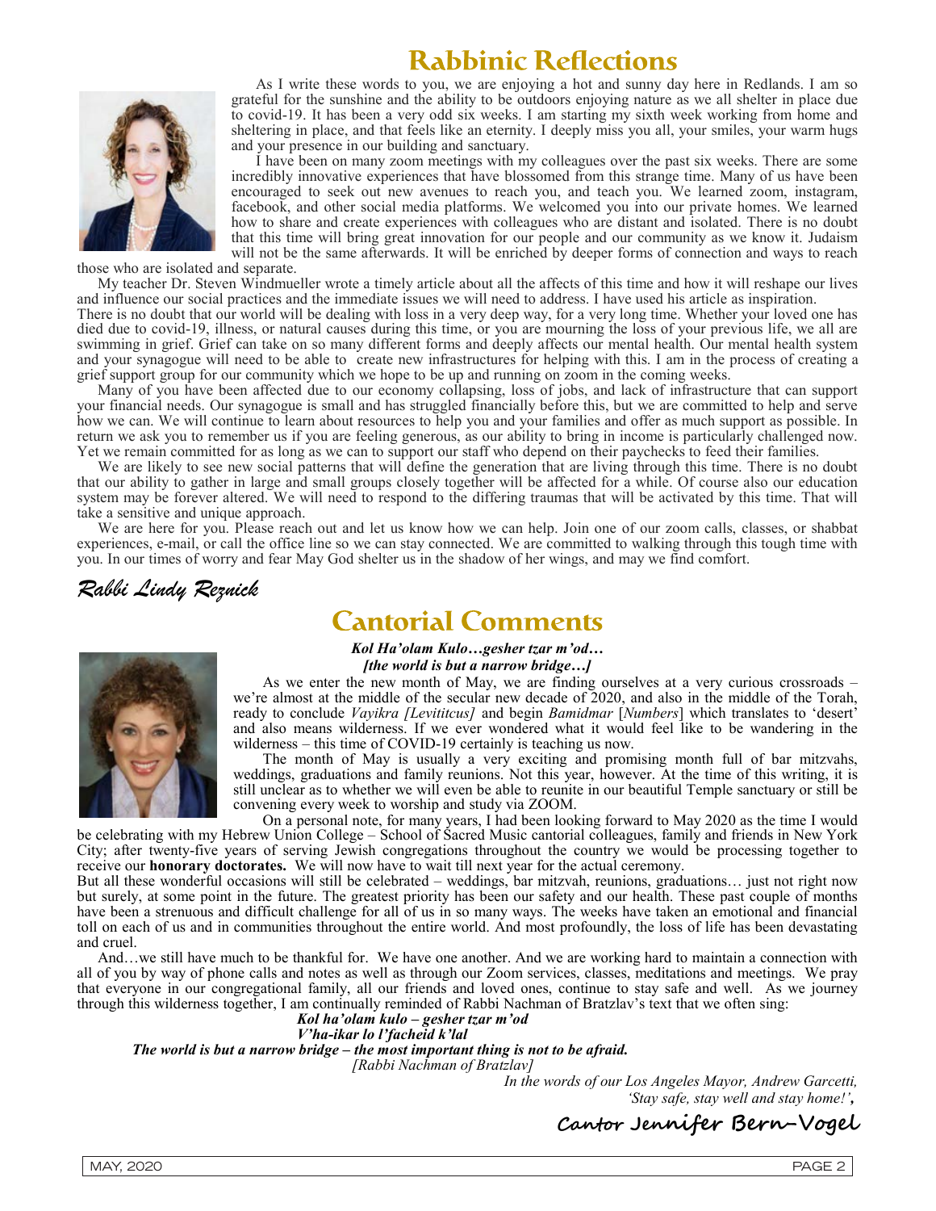# Rabbinic Reflections

As I write these words to you, we are enjoying a hot and sunny day here in Redlands. I am so grateful for the sunshine and the ability to be outdoors enjoying nature as we all shelter in place due to covid-19. It has been a very odd six weeks. I am starting my sixth week working from home and sheltering in place, and that feels like an eternity. I deeply miss you all, your smiles, your warm hugs and your presence in our building and sanctuary.

I have been on many zoom meetings with my colleagues over the past six weeks. There are some incredibly innovative experiences that have blossomed from this strange time. Many of us have been encouraged to seek out new avenues to reach you, and teach you. We learned zoom, instagram, facebook, and other social media platforms. We welcomed you into our private homes. We learned how to share and create experiences with colleagues who are distant and isolated. There is no doubt that this time will bring great innovation for our people and our community as we know it. Judaism will not be the same afterwards. It will be enriched by deeper forms of connection and ways to reach those who are isolated and separate.

My teacher Dr. Steven Windmueller wrote a timely article about all the affects of this time and how it will reshape our lives and influence our social practices and the immediate issues we will need to address. I have used his article as inspiration.

There is no doubt that our world will be dealing with loss in a very deep way, for a very long time. Whether your loved one has died due to covid-19, illness, or natural causes during this time, or you are mourning the loss of your previous life, we all are swimming in grief. Grief can take on so many different forms and deeply affects our mental health. Our mental health system and your synagogue will need to be able to create new infrastructures for helping with this. I am in the process of creating a grief support group for our community which we hope to be up and running on zoom in the coming weeks.

Many of you have been affected due to our economy collapsing, loss of jobs, and lack of infrastructure that can support your financial needs. Our synagogue is small and has struggled financially before this, but we are committed to help and serve how we can. We will continue to learn about resources to help you and your families and offer as much support as possible. In return we ask you to remember us if you are feeling generous, as our ability to bring in income is particularly challenged now. Yet we remain committed for as long as we can to support our staff who depend on their paychecks to feed their families.

We are likely to see new social patterns that will define the generation that are living through this time. There is no doubt that our ability to gather in large and small groups closely together will be affected for a while. Of course also our education system may be forever altered. We will need to respond to the differing traumas that will be activated by this time. That will take a sensitive and unique approach.

We are here for you. Please reach out and let us know how we can help. Join one of our zoom calls, classes, or shabbat experiences, e-mail, or call the office line so we can stay connected. We are committed to walking through this tough time with you. In our times of worry and fear May God shelter us in the shadow of her wings, and may we find comfort.

*Rabbi Lindy Reznick*

# Cantorial Comments

***Kol Ha'olam Kulo…gesher tzar m'od…***
***[the world is but a narrow bridge…]***

As we enter the new month of May, we are finding ourselves at a very curious crossroads – we're almost at the middle of the secular new decade of 2020, and also in the middle of the Torah, ready to conclude *Vayikra [Levititcus]* and begin *Bamidmar* [*Numbers*] which translates to 'desert' and also means wilderness. If we ever wondered what it would feel like to be wandering in the wilderness – this time of COVID-19 certainly is teaching us now.

The month of May is usually a very exciting and promising month full of bar mitzvahs, weddings, graduations and family reunions. Not this year, however. At the time of this writing, it is still unclear as to whether we will even be able to reunite in our beautiful Temple sanctuary or still be convening every week to worship and study via ZOOM.

On a personal note, for many years, I had been looking forward to May 2020 as the time I would be celebrating with my Hebrew Union College – School of Sacred Music cantorial colleagues, family and friends in New York City; after twenty-five years of serving Jewish congregations throughout the country we would be processing together to receive our **honorary doctorates.** We will now have to wait till next year for the actual ceremony.

But all these wonderful occasions will still be celebrated – weddings, bar mitzvah, reunions, graduations… just not right now but surely, at some point in the future. The greatest priority has been our safety and our health. These past couple of months have been a strenuous and difficult challenge for all of us in so many ways. The weeks have taken an emotional and financial toll on each of us and in communities throughout the entire world. And most profoundly, the loss of life has been devastating and cruel.

And…we still have much to be thankful for. We have one another. And we are working hard to maintain a connection with all of you by way of phone calls and notes as well as through our Zoom services, classes, meditations and meetings. We pray that everyone in our congregational family, all our friends and loved ones, continue to stay safe and well. As we journey through this wilderness together, I am continually reminded of Rabbi Nachman of Bratzlav's text that we often sing:

***Kol ha'olam kulo – gesher tzar m'od***
***V'ha-ikar lo l'facheid k'lal***
***The world is but a narrow bridge – the most important thing is not to be afraid.***
*[Rabbi Nachman of Bratzlav]*

*In the words of our Los Angeles Mayor, Andrew Garcetti,*
*'Stay safe, stay well and stay home!'***,**

**Cantor Jennifer Bern-Vogel**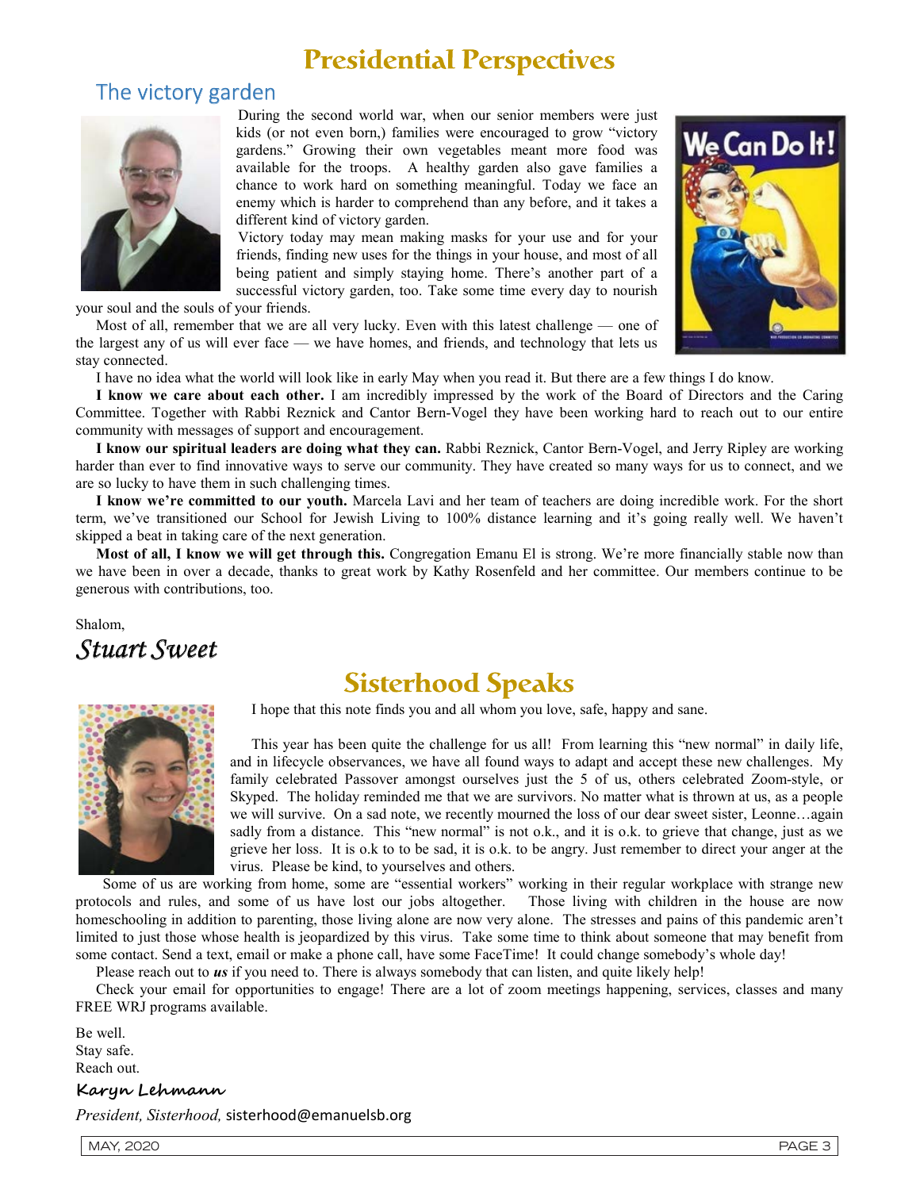# Presidential Perspectives

## The victory garden

During the second world war, when our senior members were just kids (or not even born,) families were encouraged to grow "victory gardens." Growing their own vegetables meant more food was available for the troops. A healthy garden also gave families a chance to work hard on something meaningful. Today we face an enemy which is harder to comprehend than any before, and it takes a different kind of victory garden.

Victory today may mean making masks for your use and for your friends, finding new uses for the things in your house, and most of all being patient and simply staying home. There's another part of a successful victory garden, too. Take some time every day to nourish your soul and the souls of your friends.

Most of all, remember that we are all very lucky. Even with this latest challenge — one of the largest any of us will ever face — we have homes, and friends, and technology that lets us stay connected.

I have no idea what the world will look like in early May when you read it. But there are a few things I do know.

**I know we care about each other.** I am incredibly impressed by the work of the Board of Directors and the Caring Committee. Together with Rabbi Reznick and Cantor Bern-Vogel they have been working hard to reach out to our entire community with messages of support and encouragement.

**I know our spiritual leaders are doing what they can.** Rabbi Reznick, Cantor Bern-Vogel, and Jerry Ripley are working harder than ever to find innovative ways to serve our community. They have created so many ways for us to connect, and we are so lucky to have them in such challenging times.

**I know we're committed to our youth.** Marcela Lavi and her team of teachers are doing incredible work. For the short term, we've transitioned our School for Jewish Living to 100% distance learning and it's going really well. We haven't skipped a beat in taking care of the next generation.

**Most of all, I know we will get through this.** Congregation Emanu El is strong. We're more financially stable now than we have been in over a decade, thanks to great work by Kathy Rosenfeld and her committee. Our members continue to be generous with contributions, too.

Shalom,

*Stuart Sweet*

# Sisterhood Speaks

I hope that this note finds you and all whom you love, safe, happy and sane.

This year has been quite the challenge for us all! From learning this "new normal" in daily life, and in lifecycle observances, we have all found ways to adapt and accept these new challenges. My family celebrated Passover amongst ourselves just the 5 of us, others celebrated Zoom-style, or Skyped. The holiday reminded me that we are survivors. No matter what is thrown at us, as a people we will survive. On a sad note, we recently mourned the loss of our dear sweet sister, Leonne…again sadly from a distance. This "new normal" is not o.k., and it is o.k. to grieve that change, just as we grieve her loss. It is o.k to to be sad, it is o.k. to be angry. Just remember to direct your anger at the virus. Please be kind, to yourselves and others.

Some of us are working from home, some are "essential workers" working in their regular workplace with strange new protocols and rules, and some of us have lost our jobs altogether. Those living with children in the house are now homeschooling in addition to parenting, those living alone are now very alone. The stresses and pains of this pandemic aren't limited to just those whose health is jeopardized by this virus. Take some time to think about someone that may benefit from some contact. Send a text, email or make a phone call, have some FaceTime! It could change somebody's whole day!

Please reach out to ***us*** if you need to. There is always somebody that can listen, and quite likely help!

Check your email for opportunities to engage! There are a lot of zoom meetings happening, services, classes and many FREE WRJ programs available.

Be well.
Stay safe.
Reach out.

**Karyn Lehmann**

*President, Sisterhood,* sisterhood@emanuelsb.org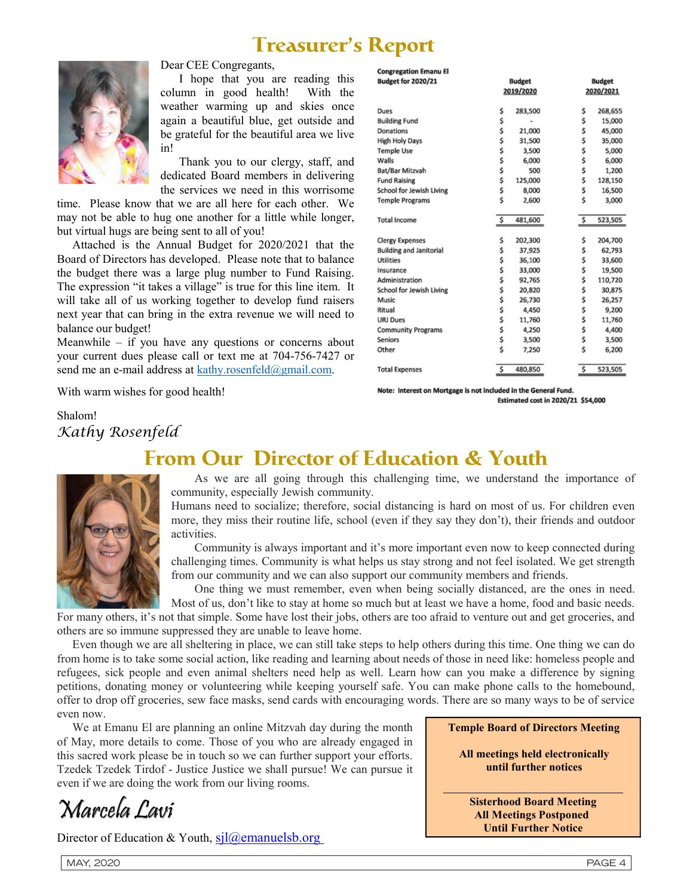# Treasurer's Report

Dear CEE Congregants,

I hope that you are reading this column in good health! With the weather warming up and skies once again a beautiful blue, get outside and be grateful for the beautiful area we live in!

Thank you to our clergy, staff, and dedicated Board members in delivering the services we need in this worrisome time. Please know that we are all here for each other. We may not be able to hug one another for a little while longer, but virtual hugs are being sent to all of you!

Attached is the Annual Budget for 2020/2021 that the Board of Directors has developed. Please note that to balance the budget there was a large plug number to Fund Raising. The expression "it takes a village" is true for this line item. It will take all of us working together to develop fund raisers next year that can bring in the extra revenue we will need to balance our budget!

Meanwhile – if you have any questions or concerns about your current dues please call or text me at 704-756-7427 or send me an e-mail address at kathy.rosenfeld@gmail.com.

With warm wishes for good health!

Shalom!

*Kathy Rosenfeld*

**Congregation Emanu El Budget for 2020/21**

| | Budget 2019/2020 | Budget 2020/2021 |
|---|---|---|
| Dues | $ 283,500 | $ 268,655 |
| Building Fund | $ - | $ 15,000 |
| Donations | $ 21,000 | $ 45,000 |
| High Holy Days | $ 31,500 | $ 35,000 |
| Temple Use | $ 3,500 | $ 5,000 |
| Walls | $ 6,000 | $ 6,000 |
| Bat/Bar Mitzvah | $ 500 | $ 1,200 |
| Fund Raising | $ 125,000 | $ 128,150 |
| School for Jewish Living | $ 8,000 | $ 16,500 |
| Temple Programs | $ 2,600 | $ 3,000 |
| Total Income | $ 481,600 | $ 523,505 |
| Clergy Expenses | $ 202,300 | $ 204,700 |
| Building and Janitorial | $ 37,925 | $ 62,793 |
| Utilities | $ 36,100 | $ 33,600 |
| Insurance | $ 33,000 | $ 19,500 |
| Administration | $ 92,765 | $ 110,720 |
| School for Jewish Living | $ 20,820 | $ 30,875 |
| Music | $ 26,730 | $ 26,257 |
| Ritual | $ 4,450 | $ 9,200 |
| URJ Dues | $ 11,760 | $ 11,760 |
| Community Programs | $ 4,250 | $ 4,400 |
| Seniors | $ 3,500 | $ 3,500 |
| Other | $ 7,250 | $ 6,200 |
| Total Expenses | $ 480,850 | $ 523,505 |

**Note: Interest on Mortgage is not included in the General Fund. Estimated cost in 2020/21 $54,000**

# From Our Director of Education & Youth

As we are all going through this challenging time, we understand the importance of community, especially Jewish community.

Humans need to socialize; therefore, social distancing is hard on most of us. For children even more, they miss their routine life, school (even if they say they don't), their friends and outdoor activities.

Community is always important and it's more important even now to keep connected during challenging times. Community is what helps us stay strong and not feel isolated. We get strength from our community and we can also support our community members and friends.

One thing we must remember, even when being socially distanced, are the ones in need. Most of us, don't like to stay at home so much but at least we have a home, food and basic needs. For many others, it's not that simple. Some have lost their jobs, others are too afraid to venture out and get groceries, and others are so immune suppressed they are unable to leave home.

Even though we are all sheltering in place, we can still take steps to help others during this time. One thing we can do from home is to take some social action, like reading and learning about needs of those in need like: homeless people and refugees, sick people and even animal shelters need help as well. Learn how can you make a difference by signing petitions, donating money or volunteering while keeping yourself safe. You can make phone calls to the homebound, offer to drop off groceries, sew face masks, send cards with encouraging words. There are so many ways to be of service even now.

We at Emanu El are planning an online Mitzvah day during the month of May, more details to come. Those of you who are already engaged in this sacred work please be in touch so we can further support your efforts. Tzedek Tzedek Tirdof - Justice Justice we shall pursue! We can pursue it even if we are doing the work from our living rooms.

*Marcela Lavi*

Director of Education & Youth, sjl@emanuelsb.org

**Temple Board of Directors Meeting**

**All meetings held electronically until further notices**

---

**Sisterhood Board Meeting**
**All Meetings Postponed**
**Until Further Notice**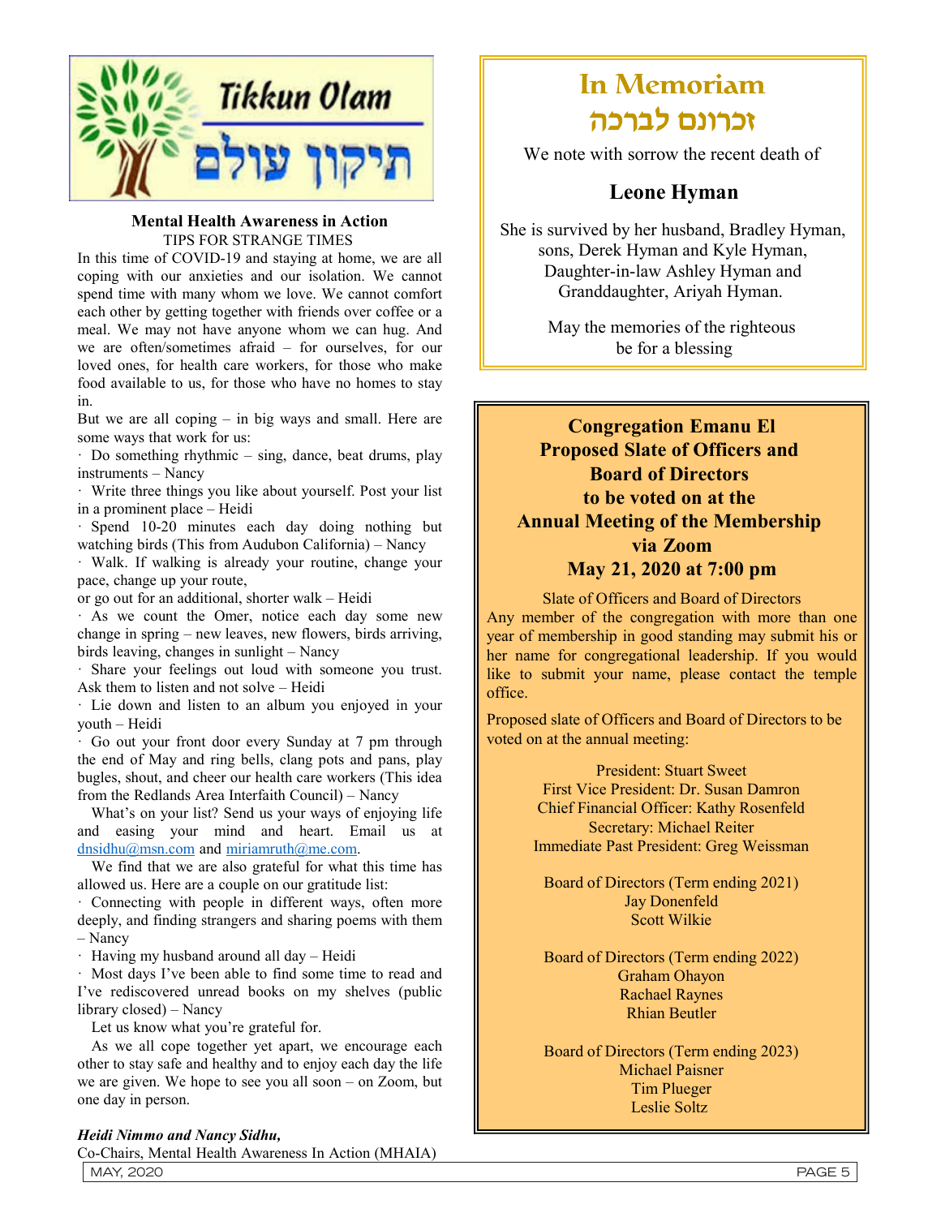## Tikkun Olam
## תיקון עולם

**Mental Health Awareness in Action**

TIPS FOR STRANGE TIMES

In this time of COVID-19 and staying at home, we are all coping with our anxieties and our isolation. We cannot spend time with many whom we love. We cannot comfort each other by getting together with friends over coffee or a meal. We may not have anyone whom we can hug. And we are often/sometimes afraid – for ourselves, for our loved ones, for health care workers, for those who make food available to us, for those who have no homes to stay in.

But we are all coping – in big ways and small. Here are some ways that work for us:

- Do something rhythmic – sing, dance, beat drums, play instruments – Nancy
- Write three things you like about yourself. Post your list in a prominent place – Heidi
- Spend 10-20 minutes each day doing nothing but watching birds (This from Audubon California) – Nancy
- Walk. If walking is already your routine, change your pace, change up your route, or go out for an additional, shorter walk – Heidi
- As we count the Omer, notice each day some new change in spring – new leaves, new flowers, birds arriving, birds leaving, changes in sunlight – Nancy
- Share your feelings out loud with someone you trust. Ask them to listen and not solve – Heidi
- Lie down and listen to an album you enjoyed in your youth – Heidi
- Go out your front door every Sunday at 7 pm through the end of May and ring bells, clang pots and pans, play bugles, shout, and cheer our health care workers (This idea from the Redlands Area Interfaith Council) – Nancy

What's on your list? Send us your ways of enjoying life and easing your mind and heart. Email us at dnsidhu@msn.com and miriamruth@me.com.

We find that we are also grateful for what this time has allowed us. Here are a couple on our gratitude list:

- Connecting with people in different ways, often more deeply, and finding strangers and sharing poems with them – Nancy
- Having my husband around all day – Heidi
- Most days I've been able to find some time to read and I've rediscovered unread books on my shelves (public library closed) – Nancy

Let us know what you're grateful for.

As we all cope together yet apart, we encourage each other to stay safe and healthy and to enjoy each day the life we are given. We hope to see you all soon – on Zoom, but one day in person.

***Heidi Nimmo and Nancy Sidhu,***

Co-Chairs, Mental Health Awareness In Action (MHAIA)

# In Memoriam
# זכרונם לברכה

We note with sorrow the recent death of

**Leone Hyman**

She is survived by her husband, Bradley Hyman, sons, Derek Hyman and Kyle Hyman, Daughter-in-law Ashley Hyman and Granddaughter, Ariyah Hyman.

May the memories of the righteous be for a blessing

## Congregation Emanu El Proposed Slate of Officers and Board of Directors to be voted on at the Annual Meeting of the Membership via Zoom May 21, 2020 at 7:00 pm

Slate of Officers and Board of Directors

Any member of the congregation with more than one year of membership in good standing may submit his or her name for congregational leadership. If you would like to submit your name, please contact the temple office.

Proposed slate of Officers and Board of Directors to be voted on at the annual meeting:

President: Stuart Sweet
First Vice President: Dr. Susan Damron
Chief Financial Officer: Kathy Rosenfeld
Secretary: Michael Reiter
Immediate Past President: Greg Weissman

Board of Directors (Term ending 2021)
Jay Donenfeld
Scott Wilkie

Board of Directors (Term ending 2022)
Graham Ohayon
Rachael Raynes
Rhian Beutler

Board of Directors (Term ending 2023)
Michael Paisner
Tim Plueger
Leslie Soltz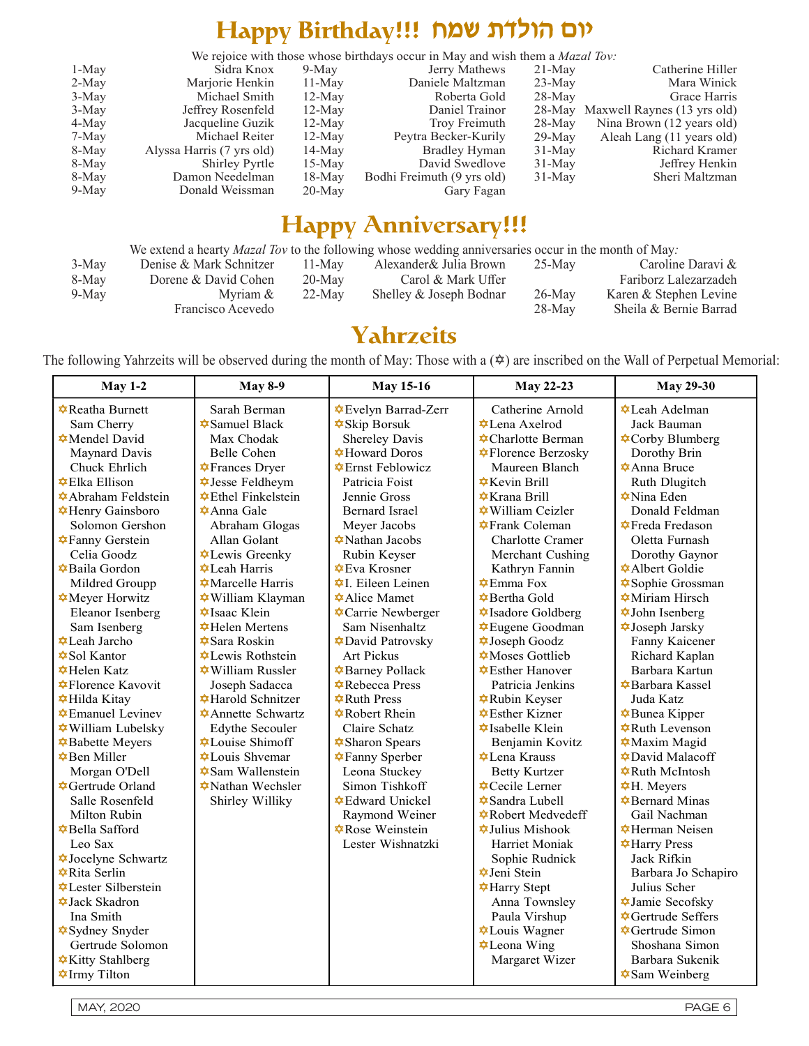# Happy Birthday!!! יום הולדת שמח

We rejoice with those whose birthdays occur in May and wish them a *Mazal Tov:*

| Date | Name | Date | Name | Date | Name |
|---|---|---|---|---|---|
| 1-May | Sidra Knox | 9-May | Jerry Mathews | 21-May | Catherine Hiller |
| 2-May | Marjorie Henkin | 11-May | Daniele Maltzman | 23-May | Mara Winick |
| 3-May | Michael Smith | 12-May | Roberta Gold | 28-May | Grace Harris |
| 3-May | Jeffrey Rosenfeld | 12-May | Daniel Trainor | 28-May | Maxwell Raynes (13 yrs old) |
| 4-May | Jacqueline Guzik | 12-May | Troy Freimuth | 28-May | Nina Brown (12 years old) |
| 7-May | Michael Reiter | 12-May | Peytra Becker-Kurily | 29-May | Aleah Lang (11 years old) |
| 8-May | Alyssa Harris (7 yrs old) | 14-May | Bradley Hyman | 31-May | Richard Kramer |
| 8-May | Shirley Pyrtle | 15-May | David Swedlove | 31-May | Jeffrey Henkin |
| 8-May | Damon Needelman | 18-May | Bodhi Freimuth (9 yrs old) | 31-May | Sheri Maltzman |
| 9-May | Donald Weissman | 20-May | Gary Fagan | | |

# Happy Anniversary!!!

We extend a hearty *Mazal Tov* to the following whose wedding anniversaries occur in the month of May*:*

| Date | Names | Date | Names | Date | Names |
|---|---|---|---|---|---|
| 3-May | Denise & Mark Schnitzer | 11-May | Alexander& Julia Brown | 25-May | Caroline Daravi & Fariborz Lalezarzadeh |
| 8-May | Dorene & David Cohen | 20-May | Carol & Mark Uffer | 26-May | Karen & Stephen Levine |
| 9-May | Myriam & Francisco Acevedo | 22-May | Shelley & Joseph Bodnar | 28-May | Sheila & Bernie Barrad |

# Yahrzeits

The following Yahrzeits will be observed during the month of May: Those with a (✡) are inscribed on the Wall of Perpetual Memorial:

| May 1-2 | May 8-9 | May 15-16 | May 22-23 | May 29-30 |
|---|---|---|---|---|
| ✡Reatha Burnett | Sarah Berman | ✡Evelyn Barrad-Zerr | Catherine Arnold | ✡Leah Adelman |
| Sam Cherry | ✡Samuel Black | ✡Skip Borsuk | ✡Lena Axelrod | Jack Bauman |
| ✡Mendel David | Max Chodak | Shereley Davis | ✡Charlotte Berman | ✡Corby Blumberg |
| Maynard Davis | Belle Cohen | ✡Howard Doros | ✡Florence Berzosky | Dorothy Brin |
| Chuck Ehrlich | ✡Frances Dryer | ✡Ernst Feblowicz | Maureen Blanch | ✡Anna Bruce |
| ✡Elka Ellison | ✡Jesse Feldheym | Patricia Foist | ✡Kevin Brill | Ruth Dlugitch |
| ✡Abraham Feldstein | ✡Ethel Finkelstein | Jennie Gross | ✡Krana Brill | ✡Nina Eden |
| ✡Henry Gainsboro | ✡Anna Gale | Bernard Israel | ✡William Ceizler | Donald Feldman |
| Solomon Gershon | Abraham Glogas | Meyer Jacobs | ✡Frank Coleman | ✡Freda Fredason |
| ✡Fanny Gerstein | Allan Golant | ✡Nathan Jacobs | Charlotte Cramer | Oletta Furnash |
| Celia Goodz | ✡Lewis Greenky | Rubin Keyser | Merchant Cushing | Dorothy Gaynor |
| ✡Baila Gordon | ✡Leah Harris | ✡Eva Krosner | Kathryn Fannin | ✡Albert Goldie |
| Mildred Groupp | ✡Marcelle Harris | ✡I. Eileen Leinen | ✡Emma Fox | ✡Sophie Grossman |
| ✡Meyer Horwitz | ✡William Klayman | ✡Alice Mamet | ✡Bertha Gold | ✡Miriam Hirsch |
| Eleanor Isenberg | ✡Isaac Klein | ✡Carrie Newberger | ✡Isadore Goldberg | ✡John Isenberg |
| Sam Isenberg | ✡Helen Mertens | Sam Nisenhaltz | ✡Eugene Goodman | ✡Joseph Jarsky |
| ✡Leah Jarcho | ✡Sara Roskin | ✡David Patrovsky | ✡Joseph Goodz | Fanny Kaicener |
| ✡Sol Kantor | ✡Lewis Rothstein | Art Pickus | ✡Moses Gottlieb | Richard Kaplan |
| ✡Helen Katz | ✡William Russler | ✡Barney Pollack | ✡Esther Hanover | Barbara Kartun |
| ✡Florence Kavovit | Joseph Sadacca | ✡Rebecca Press | Patricia Jenkins | ✡Barbara Kassel |
| ✡Hilda Kitay | ✡Harold Schnitzer | ✡Ruth Press | ✡Rubin Keyser | Juda Katz |
| ✡Emanuel Levinev | ✡Annette Schwartz | ✡Robert Rhein | ✡Esther Kizner | ✡Bunea Kipper |
| ✡William Lubelsky | Edythe Secouler | Claire Schatz | ✡Isabelle Klein | ✡Ruth Levenson |
| ✡Babette Meyers | ✡Louise Shimoff | ✡Sharon Spears | Benjamin Kovitz | ✡Maxim Magid |
| ✡Ben Miller | ✡Louis Shvemar | ✡Fanny Sperber | ✡Lena Krauss | ✡David Malacoff |
| Morgan O'Dell | ✡Sam Wallenstein | Leona Stuckey | Betty Kurtzer | ✡Ruth McIntosh |
| ✡Gertrude Orland | ✡Nathan Wechsler | Simon Tishkoff | ✡Cecile Lerner | ✡H. Meyers |
| Salle Rosenfeld | Shirley Williky | ✡Edward Unickel | ✡Sandra Lubell | ✡Bernard Minas |
| Milton Rubin | | Raymond Weiner | ✡Robert Medvedeff | Gail Nachman |
| ✡Bella Safford | | ✡Rose Weinstein | ✡Julius Mishook | ✡Herman Neisen |
| Leo Sax | | Lester Wishnatzki | Harriet Moniak | ✡Harry Press |
| ✡Jocelyne Schwartz | | | Sophie Rudnick | Jack Rifkin |
| ✡Rita Serlin | | | ✡Jeni Stein | Barbara Jo Schapiro |
| ✡Lester Silberstein | | | ✡Harry Stept | Julius Scher |
| ✡Jack Skadron | | | Anna Townsley | ✡Jamie Secofsky |
| Ina Smith | | | Paula Virshup | ✡Gertrude Seffers |
| ✡Sydney Snyder | | | ✡Louis Wagner | ✡Gertrude Simon |
| Gertrude Solomon | | | ✡Leona Wing | Shoshana Simon |
| ✡Kitty Stahlberg | | | Margaret Wizer | Barbara Sukenik |
| ✡Irmy Tilton | | | | ✡Sam Weinberg |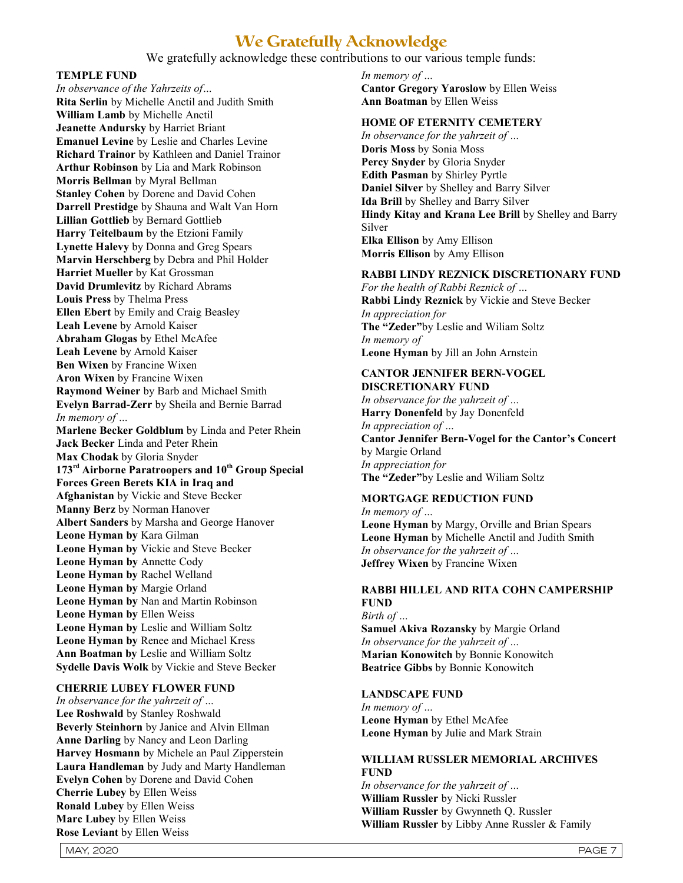# We Gratefully Acknowledge

We gratefully acknowledge these contributions to our various temple funds:

**TEMPLE FUND**

*In observance of the Yahrzeits of…*
**Rita Serlin** by Michelle Anctil and Judith Smith
**William Lamb** by Michelle Anctil
**Jeanette Andursky** by Harriet Briant
**Emanuel Levine** by Leslie and Charles Levine
**Richard Trainor** by Kathleen and Daniel Trainor
**Arthur Robinson** by Lia and Mark Robinson
**Morris Bellman** by Myral Bellman
**Stanley Cohen** by Dorene and David Cohen
**Darrell Prestidge** by Shauna and Walt Van Horn
**Lillian Gottlieb** by Bernard Gottlieb
**Harry Teitelbaum** by the Etzioni Family
**Lynette Halevy** by Donna and Greg Spears
**Marvin Herschberg** by Debra and Phil Holder
**Harriet Mueller** by Kat Grossman
**David Drumlevitz** by Richard Abrams
**Louis Press** by Thelma Press
**Ellen Ebert** by Emily and Craig Beasley
**Leah Levene** by Arnold Kaiser
**Abraham Glogas** by Ethel McAfee
**Leah Levene** by Arnold Kaiser
**Ben Wixen** by Francine Wixen
**Aron Wixen** by Francine Wixen
**Raymond Weiner** by Barb and Michael Smith
**Evelyn Barrad-Zerr** by Sheila and Bernie Barrad
*In memory of …*
**Marlene Becker Goldblum** by Linda and Peter Rhein
**Jack Becker** Linda and Peter Rhein
**Max Chodak** by Gloria Snyder
**173rd Airborne Paratroopers and 10th Group Special Forces Green Berets KIA in Iraq and Afghanistan** by Vickie and Steve Becker
**Manny Berz** by Norman Hanover
**Albert Sanders** by Marsha and George Hanover
**Leone Hyman by** Kara Gilman
**Leone Hyman by** Vickie and Steve Becker
**Leone Hyman by** Annette Cody
**Leone Hyman by** Rachel Welland
**Leone Hyman by** Margie Orland
**Leone Hyman by** Nan and Martin Robinson
**Leone Hyman by** Ellen Weiss
**Leone Hyman by** Leslie and William Soltz
**Leone Hyman by** Renee and Michael Kress
**Ann Boatman by** Leslie and William Soltz
**Sydelle Davis Wolk** by Vickie and Steve Becker

**CHERRIE LUBEY FLOWER FUND**

*In observance for the yahrzeit of …*
**Lee Roshwald** by Stanley Roshwald
**Beverly Steinhorn** by Janice and Alvin Ellman
**Anne Darling** by Nancy and Leon Darling
**Harvey Hosmann** by Michele an Paul Zipperstein
**Laura Handleman** by Judy and Marty Handleman
**Evelyn Cohen** by Dorene and David Cohen
**Cherrie Lubey** by Ellen Weiss
**Ronald Lubey** by Ellen Weiss
**Marc Lubey** by Ellen Weiss
**Rose Leviant** by Ellen Weiss
*In memory of …*
**Cantor Gregory Yaroslow** by Ellen Weiss
**Ann Boatman** by Ellen Weiss

**HOME OF ETERNITY CEMETERY**

*In observance for the yahrzeit of …*
**Doris Moss** by Sonia Moss
**Percy Snyder** by Gloria Snyder
**Edith Pasman** by Shirley Pyrtle
**Daniel Silver** by Shelley and Barry Silver
**Ida Brill** by Shelley and Barry Silver
**Hindy Kitay and Krana Lee Brill** by Shelley and Barry Silver
**Elka Ellison** by Amy Ellison
**Morris Ellison** by Amy Ellison

**RABBI LINDY REZNICK DISCRETIONARY FUND**

*For the health of Rabbi Reznick of …*
**Rabbi Lindy Reznick** by Vickie and Steve Becker
*In appreciation for*
**The "Zeder"**by Leslie and Wiliam Soltz
*In memory of*
**Leone Hyman** by Jill an John Arnstein

**CANTOR JENNIFER BERN-VOGEL DISCRETIONARY FUND**

*In observance for the yahrzeit of …*
**Harry Donenfeld** by Jay Donenfeld
*In appreciation of …*
**Cantor Jennifer Bern-Vogel for the Cantor's Concert** by Margie Orland
*In appreciation for*
**The "Zeder"**by Leslie and Wiliam Soltz

**MORTGAGE REDUCTION FUND**

*In memory of …*
**Leone Hyman** by Margy, Orville and Brian Spears
**Leone Hyman** by Michelle Anctil and Judith Smith
*In observance for the yahrzeit of …*
**Jeffrey Wixen** by Francine Wixen

**RABBI HILLEL AND RITA COHN CAMPERSHIP FUND**

*Birth of …*
**Samuel Akiva Rozansky** by Margie Orland
*In observance for the yahrzeit of …*
**Marian Konowitch** by Bonnie Konowitch
**Beatrice Gibbs** by Bonnie Konowitch

**LANDSCAPE FUND**

*In memory of …*
**Leone Hyman** by Ethel McAfee
**Leone Hyman** by Julie and Mark Strain

**WILLIAM RUSSLER MEMORIAL ARCHIVES FUND**

*In observance for the yahrzeit of …*
**William Russler** by Nicki Russler
**William Russler** by Gwynneth Q. Russler
**William Russler** by Libby Anne Russler & Family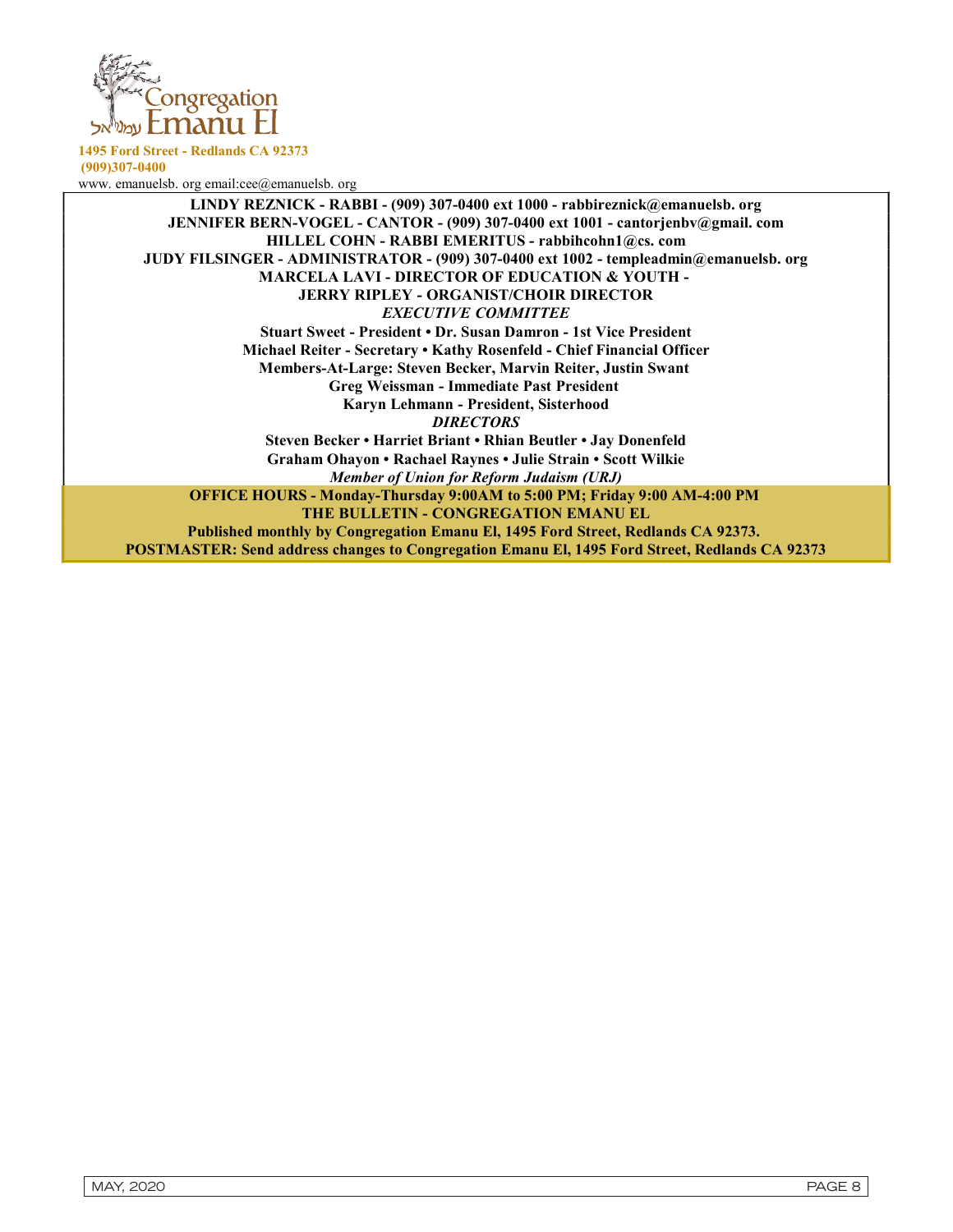Congregation Emanu El
עמנו אל

**1495 Ford Street - Redlands CA 92373**
**(909)307-0400**
www. emanuelsb. org email:cee@emanuelsb. org

**LINDY REZNICK - RABBI - (909) 307-0400 ext 1000 - rabbireznick@emanuelsb. org**
**JENNIFER BERN-VOGEL - CANTOR - (909) 307-0400 ext 1001 - cantorjenbv@gmail. com**
**HILLEL COHN - RABBI EMERITUS - rabbihcohn1@cs. com**
**JUDY FILSINGER - ADMINISTRATOR - (909) 307-0400 ext 1002 - templeadmin@emanuelsb. org**
**MARCELA LAVI - DIRECTOR OF EDUCATION & YOUTH -**
**JERRY RIPLEY - ORGANIST/CHOIR DIRECTOR**

***EXECUTIVE COMMITTEE***

**Stuart Sweet - President • Dr. Susan Damron - 1st Vice President**
**Michael Reiter - Secretary • Kathy Rosenfeld - Chief Financial Officer**
**Members-At-Large: Steven Becker, Marvin Reiter, Justin Swant**
**Greg Weissman - Immediate Past President**
**Karyn Lehmann - President, Sisterhood**

***DIRECTORS***

**Steven Becker • Harriet Briant • Rhian Beutler • Jay Donenfeld**
**Graham Ohayon • Rachael Raynes • Julie Strain • Scott Wilkie**

***Member of Union for Reform Judaism (URJ)***

**OFFICE HOURS - Monday-Thursday 9:00AM to 5:00 PM; Friday 9:00 AM-4:00 PM**
**THE BULLETIN - CONGREGATION EMANU EL**
**Published monthly by Congregation Emanu El, 1495 Ford Street, Redlands CA 92373.**
**POSTMASTER: Send address changes to Congregation Emanu El, 1495 Ford Street, Redlands CA 92373**